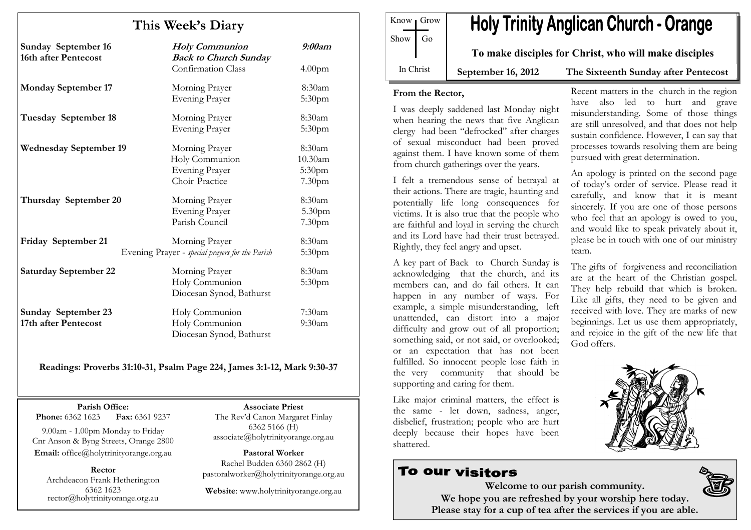# This Week's Diary

| | | |
|---|---|---|
| **Sunday September 16** | ***Holy Communion*** | ***9:00am*** |
| **16th after Pentecost** | ***Back to Church Sunday*** | |
| | Confirmation Class | 4.00pm |
| **Monday September 17** | Morning Prayer | 8:30am |
| | Evening Prayer | 5:30pm |
| **Tuesday September 18** | Morning Prayer | 8:30am |
| | Evening Prayer | 5:30pm |
| **Wednesday September 19** | Morning Prayer | 8:30am |
| | Holy Communion | 10.30am |
| | Evening Prayer | 5:30pm |
| | Choir Practice | 7.30pm |
| **Thursday September 20** | Morning Prayer | 8:30am |
| | Evening Prayer | 5.30pm |
| | Parish Council | 7.30pm |
| **Friday September 21** | Morning Prayer | 8:30am |
| | Evening Prayer - *special prayers for the Parish* | 5:30pm |
| **Saturday September 22** | Morning Prayer | 8:30am |
| | Holy Communion | 5:30pm |
| | Diocesan Synod, Bathurst | |
| **Sunday September 23** | Holy Communion | 7:30am |
| **17th after Pentecost** | Holy Communion | 9:30am |
| | Diocesan Synod, Bathurst | |

**Readings: Proverbs 31:10-31, Psalm Page 224, James 3:1-12, Mark 9:30-37**

**Parish Office:**
**Phone:** 6362 1623 **Fax:** 6361 9237
9.00am - 1.00pm Monday to Friday
Cnr Anson & Byng Streets, Orange 2800
**Email:** office@holytrinityorange.org.au

**Rector**
Archdeacon Frank Hetherington
6362 1623
rector@holytrinityorange.org.au

**Associate Priest**
The Rev'd Canon Margaret Finlay
6362 5166 (H)
associate@holytrinityorange.org.au

**Pastoral Worker**
Rachel Budden 6360 2862 (H)
pastoralworker@holytrinityorange.org.au

**Website**: www.holytrinityorange.org.au

Know Grow
Show Go
In Christ

# Holy Trinity Anglican Church - Orange

**To make disciples for Christ, who will make disciples**

**September 16, 2012** **The Sixteenth Sunday after Pentecost**

**From the Rector,**

I was deeply saddened last Monday night when hearing the news that five Anglican clergy had been "defrocked" after charges of sexual misconduct had been proved against them. I have known some of them from church gatherings over the years.

I felt a tremendous sense of betrayal at their actions. There are tragic, haunting and potentially life long consequences for victims. It is also true that the people who are faithful and loyal in serving the church and its Lord have had their trust betrayed. Rightly, they feel angry and upset.

A key part of Back to Church Sunday is acknowledging that the church, and its members can, and do fail others. It can happen in any number of ways. For example, a simple misunderstanding, left unattended, can distort into a major difficulty and grow out of all proportion; something said, or not said, or overlooked; or an expectation that has not been fulfilled. So innocent people lose faith in the very community that should be supporting and caring for them.

Like major criminal matters, the effect is the same - let down, sadness, anger, disbelief, frustration; people who are hurt deeply because their hopes have been shattered.

Recent matters in the church in the region have also led to hurt and grave misunderstanding. Some of those things are still unresolved, and that does not help sustain confidence. However, I can say that processes towards resolving them are being pursued with great determination.

An apology is printed on the second page of today's order of service. Please read it carefully, and know that it is meant sincerely. If you are one of those persons who feel that an apology is owed to you, and would like to speak privately about it, please be in touch with one of our ministry team.

The gifts of forgiveness and reconciliation are at the heart of the Christian gospel. They help rebuild that which is broken. Like all gifts, they need to be given and received with love. They are marks of new beginnings. Let us use them appropriately, and rejoice in the gift of the new life that God offers.

## To our visitors

**Welcome to our parish community.**
**We hope you are refreshed by your worship here today.**
**Please stay for a cup of tea after the services if you are able.**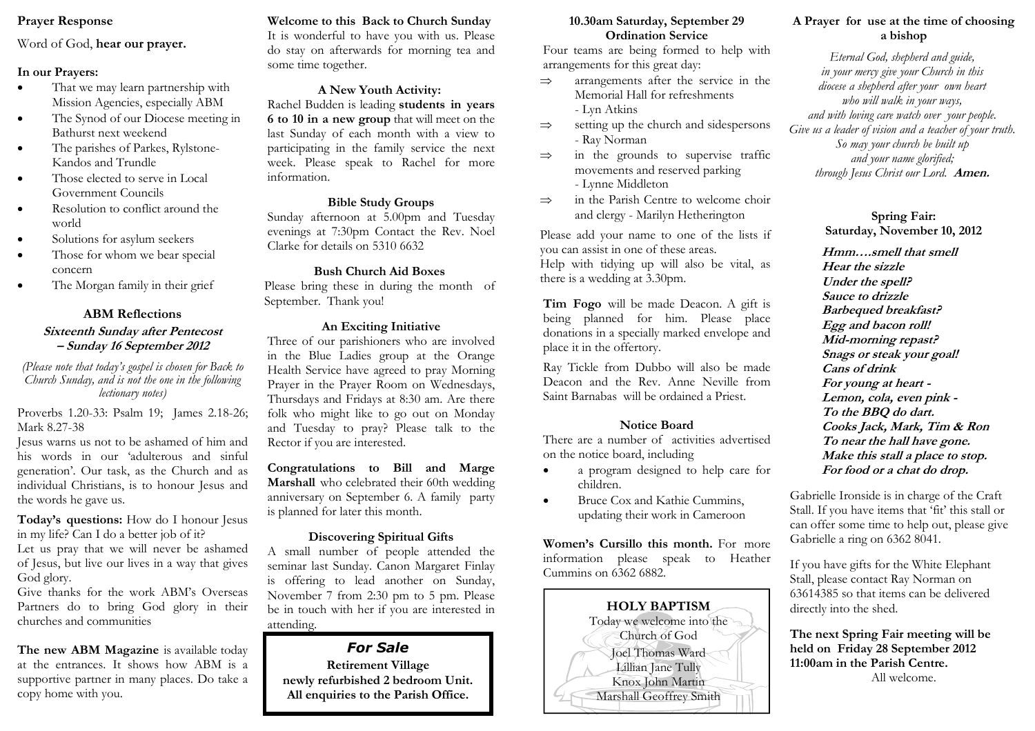**Prayer Response**

Word of God, **hear our prayer.**

**In our Prayers:**

- That we may learn partnership with Mission Agencies, especially ABM
- The Synod of our Diocese meeting in Bathurst next weekend
- The parishes of Parkes, Rylstone-Kandos and Trundle
- Those elected to serve in Local Government Councils
- Resolution to conflict around the world
- Solutions for asylum seekers
- Those for whom we bear special concern
- The Morgan family in their grief

## ABM Reflections

***Sixteenth Sunday after Pentecost – Sunday 16 September 2012***

*(Please note that today's gospel is chosen for Back to Church Sunday, and is not the one in the following lectionary notes)*

Proverbs 1.20-33: Psalm 19; James 2.18-26; Mark 8.27-38

Jesus warns us not to be ashamed of him and his words in our 'adulterous and sinful generation'. Our task, as the Church and as individual Christians, is to honour Jesus and the words he gave us.

**Today's questions:** How do I honour Jesus in my life? Can I do a better job of it?

Let us pray that we will never be ashamed of Jesus, but live our lives in a way that gives God glory.

Give thanks for the work ABM's Overseas Partners do to bring God glory in their churches and communities

**The new ABM Magazine** is available today at the entrances. It shows how ABM is a supportive partner in many places. Do take a copy home with you.

**Welcome to this Back to Church Sunday**
It is wonderful to have you with us. Please do stay on afterwards for morning tea and some time together.

### A New Youth Activity:

Rachel Budden is leading **students in years 6 to 10 in a new group** that will meet on the last Sunday of each month with a view to participating in the family service the next week. Please speak to Rachel for more information.

### Bible Study Groups

Sunday afternoon at 5.00pm and Tuesday evenings at 7:30pm Contact the Rev. Noel Clarke for details on 5310 6632

### Bush Church Aid Boxes

Please bring these in during the month of September. Thank you!

### An Exciting Initiative

Three of our parishioners who are involved in the Blue Ladies group at the Orange Health Service have agreed to pray Morning Prayer in the Prayer Room on Wednesdays, Thursdays and Fridays at 8:30 am. Are there folk who might like to go out on Monday and Tuesday to pray? Please talk to the Rector if you are interested.

**Congratulations to Bill and Marge Marshall** who celebrated their 60th wedding anniversary on September 6. A family party is planned for later this month.

### Discovering Spiritual Gifts

A small number of people attended the seminar last Sunday. Canon Margaret Finlay is offering to lead another on Sunday, November 7 from 2:30 pm to 5 pm. Please be in touch with her if you are interested in attending.

***For Sale***
**Retirement Village**
**newly refurbished 2 bedroom Unit.**
**All enquiries to the Parish Office.**

### 10.30am Saturday, September 29 Ordination Service

Four teams are being formed to help with arrangements for this great day:

⇒ arrangements after the service in the Memorial Hall for refreshments - Lyn Atkins
⇒ setting up the church and sidespersons - Ray Norman
⇒ in the grounds to supervise traffic movements and reserved parking - Lynne Middleton
⇒ in the Parish Centre to welcome choir and clergy - Marilyn Hetherington

Please add your name to one of the lists if you can assist in one of these areas.
Help with tidying up will also be vital, as there is a wedding at 3.30pm.

**Tim Fogo** will be made Deacon. A gift is being planned for him. Please place donations in a specially marked envelope and place it in the offertory.

Ray Tickle from Dubbo will also be made Deacon and the Rev. Anne Neville from Saint Barnabas will be ordained a Priest.

### Notice Board

There are a number of activities advertised on the notice board, including

- a program designed to help care for children.
- Bruce Cox and Kathie Cummins, updating their work in Cameroon

**Women's Cursillo this month.** For more information please speak to Heather Cummins on 6362 6882.

**HOLY BAPTISM**
Today we welcome into the Church of God
Joel Thomas Ward
Lillian Jane Tully
Knox John Martin
Marshall Geoffrey Smith

### A Prayer for use at the time of choosing a bishop

*Eternal God, shepherd and guide,*
*in your mercy give your Church in this*
*diocese a shepherd after your own heart*
*who will walk in your ways,*
*and with loving care watch over your people.*
*Give us a leader of vision and a teacher of your truth.*
*So may your church be built up*
*and your name glorified;*
*through Jesus Christ our Lord.* ***Amen.***

### Spring Fair: Saturday, November 10, 2012

***Hmm….smell that smell***
***Hear the sizzle***
***Under the spell?***
***Sauce to drizzle***
***Barbequed breakfast?***
***Egg and bacon roll!***
***Mid-morning repast?***
***Snags or steak your goal!***
***Cans of drink***
***For young at heart -***
***Lemon, cola, even pink -***
***To the BBQ do dart.***
***Cooks Jack, Mark, Tim & Ron***
***To near the hall have gone.***
***Make this stall a place to stop.***
***For food or a chat do drop.***

Gabrielle Ironside is in charge of the Craft Stall. If you have items that 'fit' this stall or can offer some time to help out, please give Gabrielle a ring on 6362 8041.

If you have gifts for the White Elephant Stall, please contact Ray Norman on 63614385 so that items can be delivered directly into the shed.

**The next Spring Fair meeting will be held on Friday 28 September 2012 11:00am in the Parish Centre.**
All welcome.